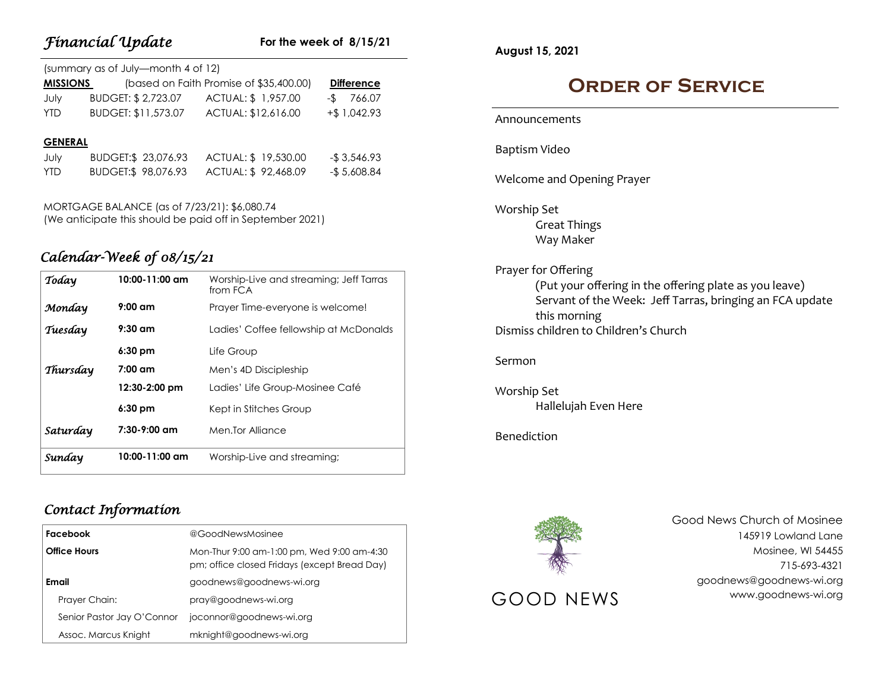## *Financial Update*

**For the week of 8/15/21**

(summary as of July—month 4 of 12)

| **MISSIONS** | (based on Faith Promise of $35,400.00) | | **Difference** |
|---|---|---|---|
| July | BUDGET: $ 2,723.07 | ACTUAL: $ 1,957.00 | -$ 766.07 |
| YTD | BUDGET: $11,573.07 | ACTUAL: $12,616.00 | +$ 1,042.93 |

| **GENERAL** | | | |
|---|---|---|---|
| July | BUDGET:$ 23,076.93 | ACTUAL: $ 19,530.00 | -$ 3,546.93 |
| YTD | BUDGET:$ 98,076.93 | ACTUAL: $ 92,468.09 | -$ 5,608.84 |

MORTGAGE BALANCE (as of 7/23/21): $6,080.74
(We anticipate this should be paid off in September 2021)

## *Calendar-Week of 08/15/21*

| | | |
|---|---|---|
| *Today* | **10:00-11:00 am** | Worship-Live and streaming; Jeff Tarras from FCA |
| *Monday* | **9:00 am** | Prayer Time-everyone is welcome! |
| *Tuesday* | **9:30 am** | Ladies' Coffee fellowship at McDonalds |
| | **6:30 pm** | Life Group |
| *Thursday* | **7:00 am** | Men's 4D Discipleship |
| | **12:30-2:00 pm** | Ladies' Life Group-Mosinee Café |
| | **6:30 pm** | Kept in Stitches Group |
| *Saturday* | **7:30-9:00 am** | Men.Tor Alliance |
| *Sunday* | **10:00-11:00 am** | Worship-Live and streaming; |

## *Contact Information*

| | |
|---|---|
| **Facebook** | @GoodNewsMosinee |
| **Office Hours** | Mon-Thur 9:00 am-1:00 pm, Wed 9:00 am-4:30 pm; office closed Fridays (except Bread Day) |
| **Email** | goodnews@goodnews-wi.org |
| Prayer Chain: | pray@goodnews-wi.org |
| Senior Pastor Jay O'Connor | joconnor@goodnews-wi.org |
| Assoc. Marcus Knight | mknight@goodnews-wi.org |

**August 15, 2021**

# Order of Service

Announcements

Baptism Video

Welcome and Opening Prayer

Worship Set
- Great Things
- Way Maker

Prayer for Offering
- (Put your offering in the offering plate as you leave)
- Servant of the Week: Jeff Tarras, bringing an FCA update this morning

Dismiss children to Children's Church

Sermon

Worship Set
- Hallelujah Even Here

Benediction

GOOD NEWS

Good News Church of Mosinee
145919 Lowland Lane
Mosinee, WI 54455
715-693-4321
goodnews@goodnews-wi.org
www.goodnews-wi.org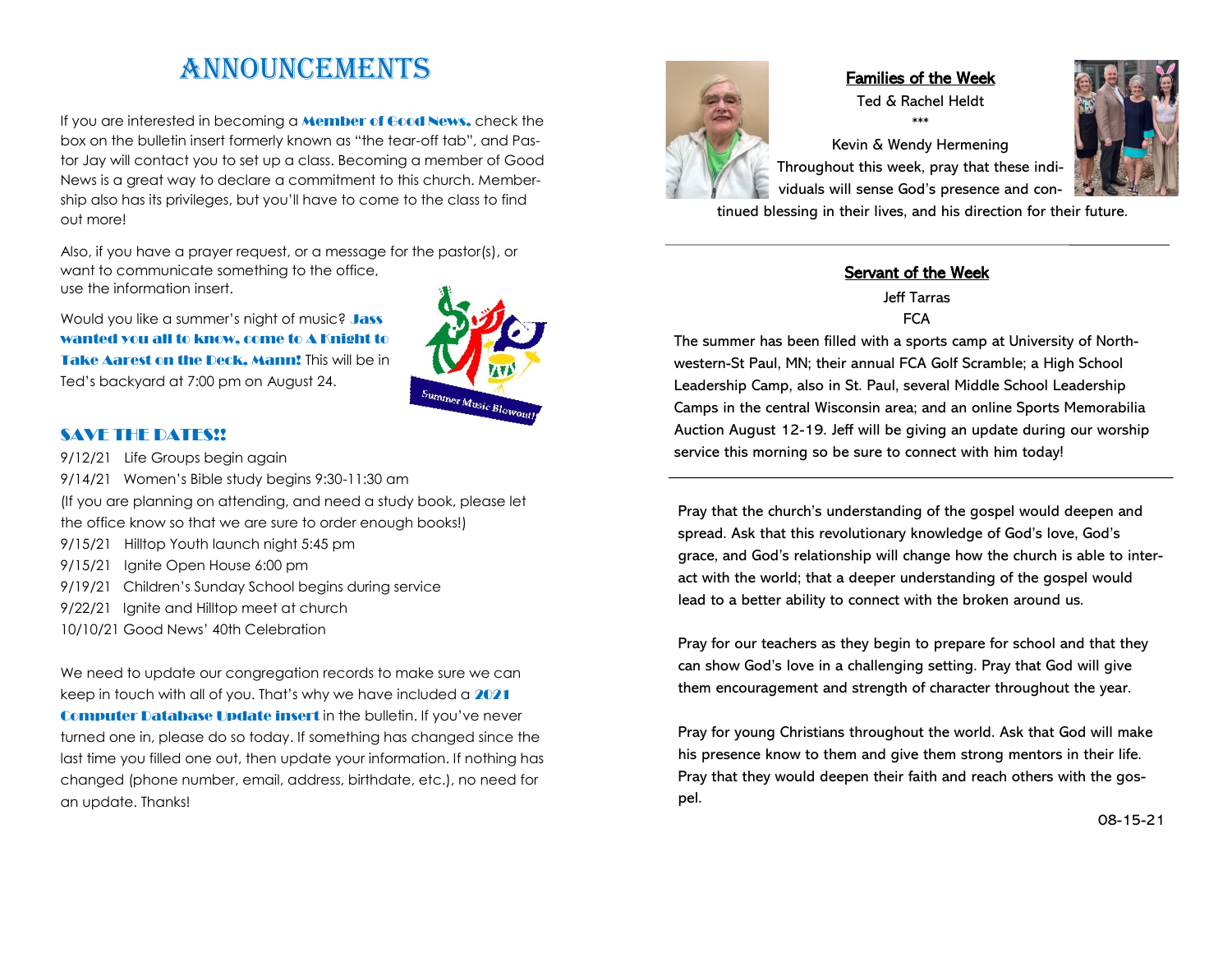# Announcements

If you are interested in becoming a **Member of Good News,** check the box on the bulletin insert formerly known as "the tear-off tab", and Pastor Jay will contact you to set up a class. Becoming a member of Good News is a great way to declare a commitment to this church. Membership also has its privileges, but you'll have to come to the class to find out more!

Also, if you have a prayer request, or a message for the pastor(s), or want to communicate something to the office, use the information insert.

Would you like a summer's night of music? **Jass wanted you all to know, come to A Knight to Take Aarest on the Deck, Mann!** This will be in Ted's backyard at 7:00 pm on August 24.

Summer Music Blowout!

## SAVE THE DATES!!

9/12/21 Life Groups begin again
9/14/21 Women's Bible study begins 9:30-11:30 am
(If you are planning on attending, and need a study book, please let the office know so that we are sure to order enough books!)
9/15/21 Hilltop Youth launch night 5:45 pm
9/15/21 Ignite Open House 6:00 pm
9/19/21 Children's Sunday School begins during service
9/22/21 Ignite and Hilltop meet at church
10/10/21 Good News' 40th Celebration

We need to update our congregation records to make sure we can keep in touch with all of you. That's why we have included a **2021 Computer Database Update insert** in the bulletin. If you've never turned one in, please do so today. If something has changed since the last time you filled one out, then update your information. If nothing has changed (phone number, email, address, birthdate, etc.), no need for an update. Thanks!

## Families of the Week

Ted & Rachel Heldt
\*\*\*
Kevin & Wendy Hermening

Throughout this week, pray that these individuals will sense God's presence and continued blessing in their lives, and his direction for their future.

## Servant of the Week

Jeff Tarras
FCA

The summer has been filled with a sports camp at University of Northwestern-St Paul, MN; their annual FCA Golf Scramble; a High School Leadership Camp, also in St. Paul, several Middle School Leadership Camps in the central Wisconsin area; and an online Sports Memorabilia Auction August 12-19. Jeff will be giving an update during our worship service this morning so be sure to connect with him today!

---

Pray that the church's understanding of the gospel would deepen and spread. Ask that this revolutionary knowledge of God's love, God's grace, and God's relationship will change how the church is able to interact with the world; that a deeper understanding of the gospel would lead to a better ability to connect with the broken around us.

Pray for our teachers as they begin to prepare for school and that they can show God's love in a challenging setting. Pray that God will give them encouragement and strength of character throughout the year.

Pray for young Christians throughout the world. Ask that God will make his presence know to them and give them strong mentors in their life. Pray that they would deepen their faith and reach others with the gospel.

08-15-21